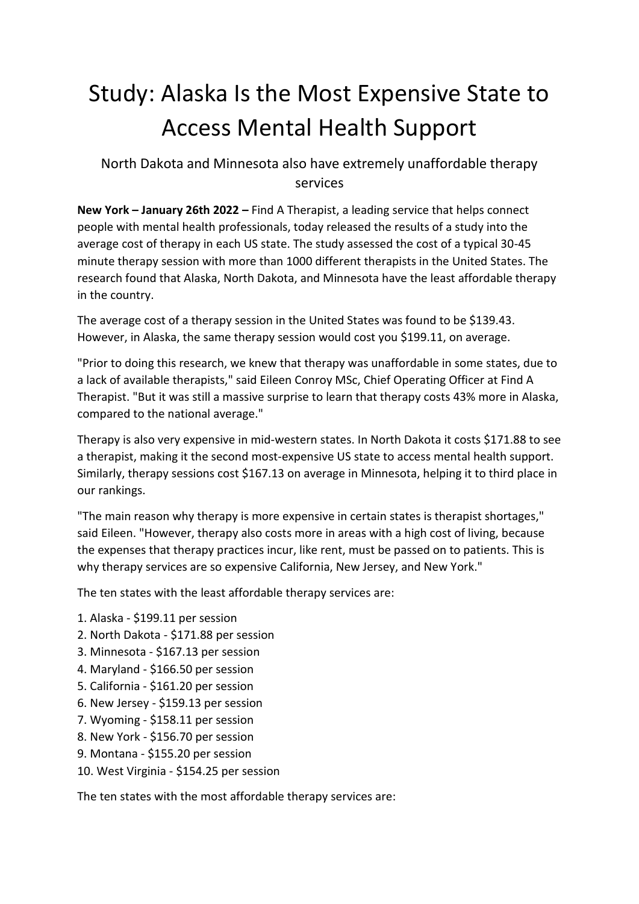# Study: Alaska Is the Most Expensive State to Access Mental Health Support

North Dakota and Minnesota also have extremely unaffordable therapy services

**New York – January 26th 2022 –** Find A Therapist, a leading service that helps connect people with mental health professionals, today released the results of a study into the average cost of therapy in each US state. The study assessed the cost of a typical 30-45 minute therapy session with more than 1000 different therapists in the United States. The research found that Alaska, North Dakota, and Minnesota have the least affordable therapy in the country.

The average cost of a therapy session in the United States was found to be $139.43. However, in Alaska, the same therapy session would cost you $199.11, on average.

"Prior to doing this research, we knew that therapy was unaffordable in some states, due to a lack of available therapists," said Eileen Conroy MSc, Chief Operating Officer at Find A Therapist. "But it was still a massive surprise to learn that therapy costs 43% more in Alaska, compared to the national average."

Therapy is also very expensive in mid-western states. In North Dakota it costs $171.88 to see a therapist, making it the second most-expensive US state to access mental health support. Similarly, therapy sessions cost $167.13 on average in Minnesota, helping it to third place in our rankings.

"The main reason why therapy is more expensive in certain states is therapist shortages," said Eileen. "However, therapy also costs more in areas with a high cost of living, because the expenses that therapy practices incur, like rent, must be passed on to patients. This is why therapy services are so expensive California, New Jersey, and New York."

The ten states with the least affordable therapy services are:

1. Alaska - $199.11 per session
2. North Dakota - $171.88 per session
3. Minnesota - $167.13 per session
4. Maryland - $166.50 per session
5. California - $161.20 per session
6. New Jersey - $159.13 per session
7. Wyoming - $158.11 per session
8. New York - $156.70 per session
9. Montana - $155.20 per session
10. West Virginia - $154.25 per session

The ten states with the most affordable therapy services are: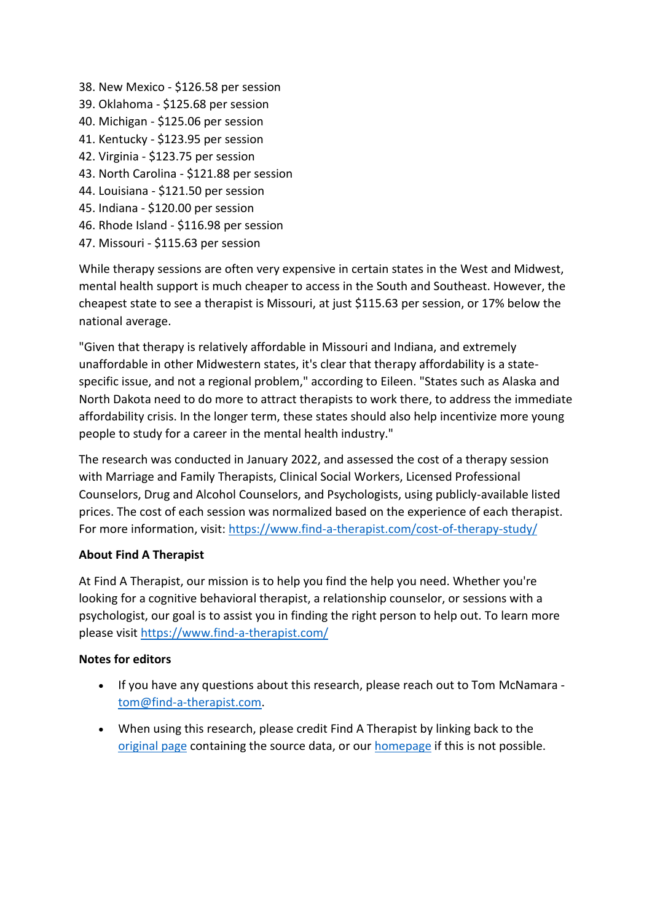38. New Mexico - $126.58 per session
39. Oklahoma - $125.68 per session
40. Michigan - $125.06 per session
41. Kentucky - $123.95 per session
42. Virginia - $123.75 per session
43. North Carolina - $121.88 per session
44. Louisiana - $121.50 per session
45. Indiana - $120.00 per session
46. Rhode Island - $116.98 per session
47. Missouri - $115.63 per session

While therapy sessions are often very expensive in certain states in the West and Midwest, mental health support is much cheaper to access in the South and Southeast. However, the cheapest state to see a therapist is Missouri, at just $115.63 per session, or 17% below the national average.

"Given that therapy is relatively affordable in Missouri and Indiana, and extremely unaffordable in other Midwestern states, it's clear that therapy affordability is a state-specific issue, and not a regional problem," according to Eileen. "States such as Alaska and North Dakota need to do more to attract therapists to work there, to address the immediate affordability crisis. In the longer term, these states should also help incentivize more young people to study for a career in the mental health industry."

The research was conducted in January 2022, and assessed the cost of a therapy session with Marriage and Family Therapists, Clinical Social Workers, Licensed Professional Counselors, Drug and Alcohol Counselors, and Psychologists, using publicly-available listed prices. The cost of each session was normalized based on the experience of each therapist. For more information, visit: [https://www.find-a-therapist.com/cost-of-therapy-study/](https://www.find-a-therapist.com/cost-of-therapy-study/)

**About Find A Therapist**

At Find A Therapist, our mission is to help you find the help you need. Whether you're looking for a cognitive behavioral therapist, a relationship counselor, or sessions with a psychologist, our goal is to assist you in finding the right person to help out. To learn more please visit [https://www.find-a-therapist.com/](https://www.find-a-therapist.com/)

**Notes for editors**

- If you have any questions about this research, please reach out to Tom McNamara - [tom@find-a-therapist.com](mailto:tom@find-a-therapist.com).
- When using this research, please credit Find A Therapist by linking back to the original page containing the source data, or our homepage if this is not possible.